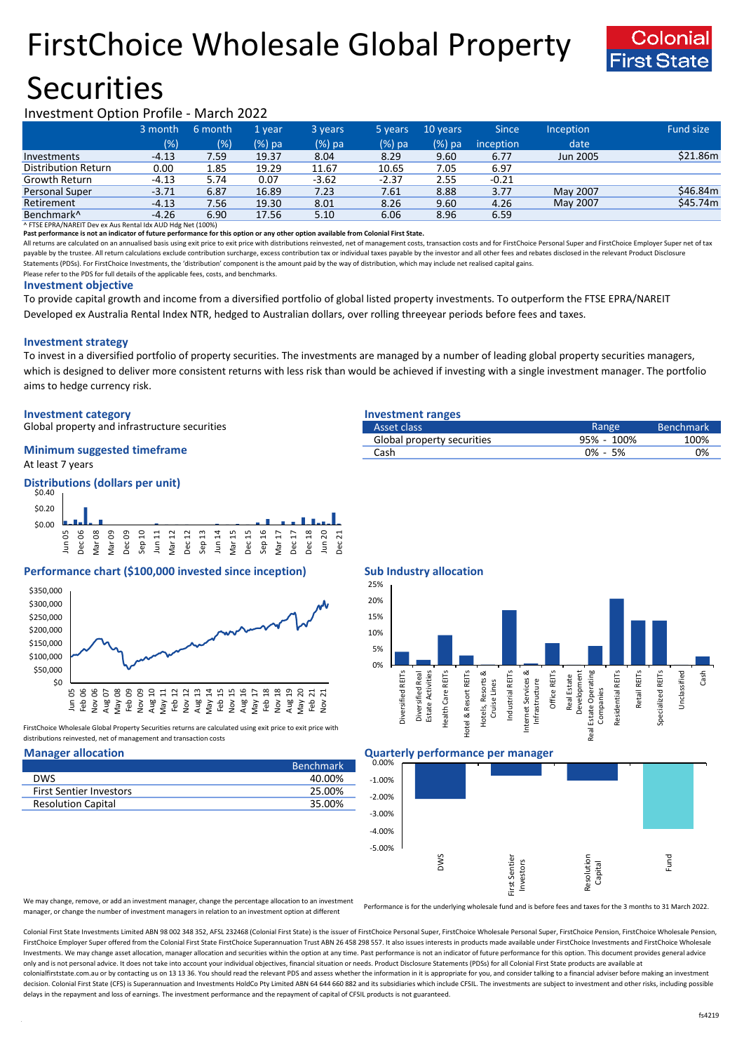# FirstChoice Wholesale Global Property Securities

Colonial First State

## Investment Option Profile - March 2022

| | 3 month (%) | 6 month (%) | 1 year (%) pa | 3 years (%) pa | 5 years (%) pa | 10 years (%) pa | Since inception | Inception date | Fund size |
|---|---|---|---|---|---|---|---|---|---|
| Investments | -4.13 | 7.59 | 19.37 | 8.04 | 8.29 | 9.60 | 6.77 | Jun 2005 | $21.86m |
| Distribution Return | 0.00 | 1.85 | 19.29 | 11.67 | 10.65 | 7.05 | 6.97 | | |
| Growth Return | -4.13 | 5.74 | 0.07 | -3.62 | -2.37 | 2.55 | -0.21 | | |
| Personal Super | -3.71 | 6.87 | 16.89 | 7.23 | 7.61 | 8.88 | 3.77 | May 2007 | $46.84m |
| Retirement | -4.13 | 7.56 | 19.30 | 8.01 | 8.26 | 9.60 | 4.26 | May 2007 | $45.74m |
| Benchmark^ | -4.26 | 6.90 | 17.56 | 5.10 | 6.06 | 8.96 | 6.59 | | |

^ FTSE EPRA/NAREIT Dev ex Aus Rental Idx AUD Hdg Net (100%)

**Past performance is not an indicator of future performance for this option or any other option available from Colonial First State.**

All returns are calculated on an annualised basis using exit price to exit price with distributions reinvested, net of management costs, transaction costs and for FirstChoice Personal Super and FirstChoice Employer Super net of tax payable by the trustee. All return calculations exclude contribution surcharge, excess contribution tax or individual taxes payable by the investor and all other fees and rebates disclosed in the relevant Product Disclosure Statements (PDSs). For FirstChoice Investments, the 'distribution' component is the amount paid by the way of distribution, which may include net realised capital gains.

Please refer to the PDS for full details of the applicable fees, costs, and benchmarks.

### Investment objective

To provide capital growth and income from a diversified portfolio of global listed property investments. To outperform the FTSE EPRA/NAREIT Developed ex Australia Rental Index NTR, hedged to Australian dollars, over rolling threeyear periods before fees and taxes.

### Investment strategy

To invest in a diversified portfolio of property securities. The investments are managed by a number of leading global property securities managers, which is designed to deliver more consistent returns with less risk than would be achieved if investing with a single investment manager. The portfolio aims to hedge currency risk.

### Investment category

Global property and infrastructure securities

### Minimum suggested timeframe

At least 7 years

### Investment ranges

| Asset class | Range | Benchmark |
|---|---|---|
| Global property securities | 95% - 100% | 100% |
| Cash | 0% - 5% | 0% |

### Distributions (dollars per unit)

$0.40
$0.20
$0.00
Jun 05, Dec 06, Mar 08, Mar 09, Dec 09, Sep 10, Jun 11, Mar 12, Dec 12, Sep 13, Jun 14, Mar 15, Dec 15, Sep 16, Mar 17, Dec 17, Dec 18, Jun 20, Dec 21

### Performance chart ($100,000 invested since inception)

$350,000
$300,000
$250,000
$200,000
$150,000
$100,000
$50,000
$0
Jun 05, Feb 06, Nov 06, Aug 07, May 08, Feb 09, Nov 09, Aug 10, May 11, Feb 12, Nov 12, Aug 13, May 14, Feb 15, Nov 15, Aug 16, May 17, Feb 18, Nov 18, Aug 19, May 20, Feb 21, Nov 21

FirstChoice Wholesale Global Property Securities returns are calculated using exit price to exit price with distributions reinvested, net of management and transaction costs

### Sub Industry allocation

25%
20%
15%
10%
5%
0%
Diversified REITs, Diversified Real Estate Activities, Health Care REITs, Hotel & Resort REITs, Hotels, Resorts & Cruise Lines, Industrial REITs, Internet Services & Infrastructure, Office REITs, Real Estate Development, Real Estate Operating Companies, Residential REITs, Retail REITs, Specialized REITs, Unclassified, Cash

### Manager allocation

| | Benchmark |
|---|---|
| DWS | 40.00% |
| First Sentier Investors | 25.00% |
| Resolution Capital | 35.00% |

### Quarterly performance per manager

0.00%
-1.00%
-2.00%
-3.00%
-4.00%
-5.00%
DWS, First Sentier Investors, Resolution Capital, Fund

Performance is for the underlying wholesale fund and is before fees and taxes for the 3 months to 31 March 2022.

We may change, remove, or add an investment manager, change the percentage allocation to an investment manager, or change the number of investment managers in relation to an investment option at different

Colonial First State Investments Limited ABN 98 002 348 352, AFSL 232468 (Colonial First State) is the issuer of FirstChoice Personal Super, FirstChoice Wholesale Personal Super, FirstChoice Pension, FirstChoice Wholesale Pension, FirstChoice Employer Super offered from the Colonial First State FirstChoice Superannuation Trust ABN 26 458 298 557. It also issues interests in products made available under FirstChoice Investments and FirstChoice Wholesale Investments. We may change asset allocation, manager allocation and securities within the option at any time. Past performance is not an indicator of future performance for this option. This document provides general advice only and is not personal advice. It does not take into account your individual objectives, financial situation or needs. Product Disclosure Statements (PDSs) for all Colonial First State products are available at colonialfirststate.com.au or by contacting us on 13 13 36. You should read the relevant PDS and assess whether the information in it is appropriate for you, and consider talking to a financial adviser before making an investment decision. Colonial First State (CFS) is Superannuation and Investments HoldCo Pty Limited ABN 64 644 660 882 and its subsidiaries which include CFSIL. The investments are subject to investment and other risks, including possible delays in the repayment and loss of earnings. The investment performance and the repayment of capital of CFSIL products is not guaranteed.

fs4219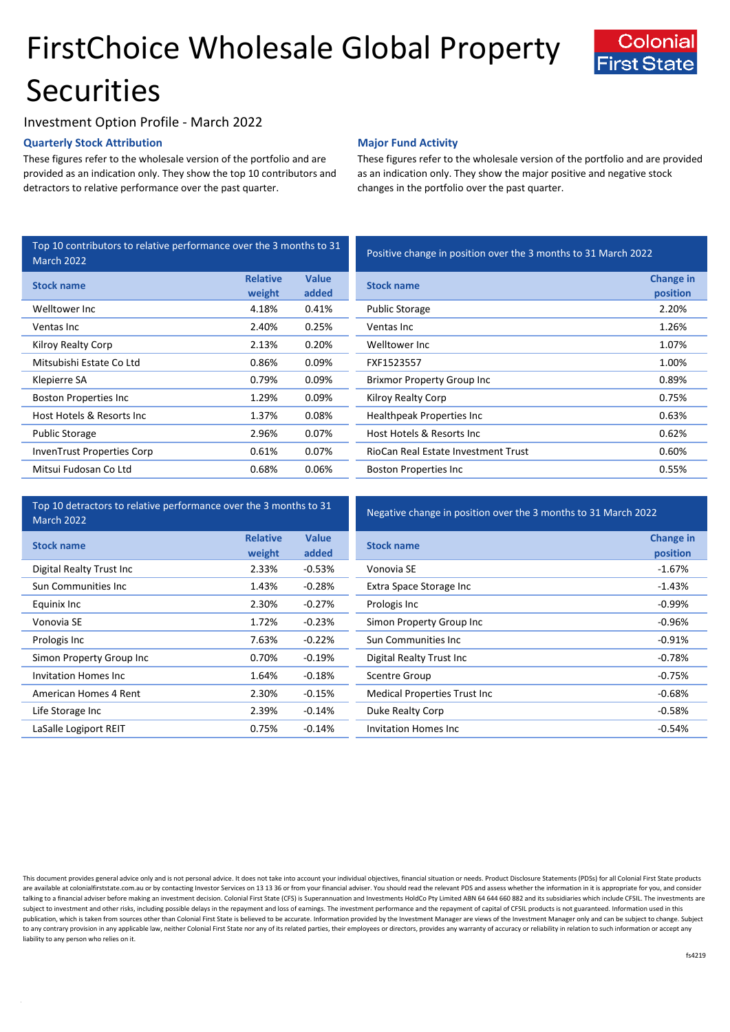# FirstChoice Wholesale Global Property Securities

Investment Option Profile - March 2022

### Quarterly Stock Attribution

These figures refer to the wholesale version of the portfolio and are provided as an indication only. They show the top 10 contributors and detractors to relative performance over the past quarter.

| Top 10 contributors to relative performance over the 3 months to 31 March 2022 | | |
|---|---|---|
| Stock name | Relative weight | Value added |
| Welltower Inc | 4.18% | 0.41% |
| Ventas Inc | 2.40% | 0.25% |
| Kilroy Realty Corp | 2.13% | 0.20% |
| Mitsubishi Estate Co Ltd | 0.86% | 0.09% |
| Klepierre SA | 0.79% | 0.09% |
| Boston Properties Inc | 1.29% | 0.09% |
| Host Hotels & Resorts Inc | 1.37% | 0.08% |
| Public Storage | 2.96% | 0.07% |
| InvenTrust Properties Corp | 0.61% | 0.07% |
| Mitsui Fudosan Co Ltd | 0.68% | 0.06% |

| Top 10 detractors to relative performance over the 3 months to 31 March 2022 | | |
|---|---|---|
| Stock name | Relative weight | Value added |
| Digital Realty Trust Inc | 2.33% | -0.53% |
| Sun Communities Inc | 1.43% | -0.28% |
| Equinix Inc | 2.30% | -0.27% |
| Vonovia SE | 1.72% | -0.23% |
| Prologis Inc | 7.63% | -0.22% |
| Simon Property Group Inc | 0.70% | -0.19% |
| Invitation Homes Inc | 1.64% | -0.18% |
| American Homes 4 Rent | 2.30% | -0.15% |
| Life Storage Inc | 2.39% | -0.14% |
| LaSalle Logiport REIT | 0.75% | -0.14% |

### Major Fund Activity

These figures refer to the wholesale version of the portfolio and are provided as an indication only. They show the major positive and negative stock changes in the portfolio over the past quarter.

| Positive change in position over the 3 months to 31 March 2022 | |
|---|---|
| Stock name | Change in position |
| Public Storage | 2.20% |
| Ventas Inc | 1.26% |
| Welltower Inc | 1.07% |
| FXF1523557 | 1.00% |
| Brixmor Property Group Inc | 0.89% |
| Kilroy Realty Corp | 0.75% |
| Healthpeak Properties Inc | 0.63% |
| Host Hotels & Resorts Inc | 0.62% |
| RioCan Real Estate Investment Trust | 0.60% |
| Boston Properties Inc | 0.55% |

| Negative change in position over the 3 months to 31 March 2022 | |
|---|---|
| Stock name | Change in position |
| Vonovia SE | -1.67% |
| Extra Space Storage Inc | -1.43% |
| Prologis Inc | -0.99% |
| Simon Property Group Inc | -0.96% |
| Sun Communities Inc | -0.91% |
| Digital Realty Trust Inc | -0.78% |
| Scentre Group | -0.75% |
| Medical Properties Trust Inc | -0.68% |
| Duke Realty Corp | -0.58% |
| Invitation Homes Inc | -0.54% |

This document provides general advice only and is not personal advice. It does not take into account your individual objectives, financial situation or needs. Product Disclosure Statements (PDSs) for all Colonial First State products are available at colonialfirststate.com.au or by contacting Investor Services on 13 13 36 or from your financial adviser. You should read the relevant PDS and assess whether the information in it is appropriate for you, and consider talking to a financial adviser before making an investment decision. Colonial First State (CFS) is Superannuation and Investments HoldCo Pty Limited ABN 64 644 660 882 and its subsidiaries which include CFSIL. The investments are subject to investment and other risks, including possible delays in the repayment and loss of earnings. The investment performance and the repayment of capital of CFSIL products is not guaranteed. Information used in this publication, which is taken from sources other than Colonial First State is believed to be accurate. Information provided by the Investment Manager are views of the Investment Manager only and can be subject to change. Subject to any contrary provision in any applicable law, neither Colonial First State nor any of its related parties, their employees or directors, provides any warranty of accuracy or reliability in relation to such information or accept any liability to any person who relies on it.

fs4219